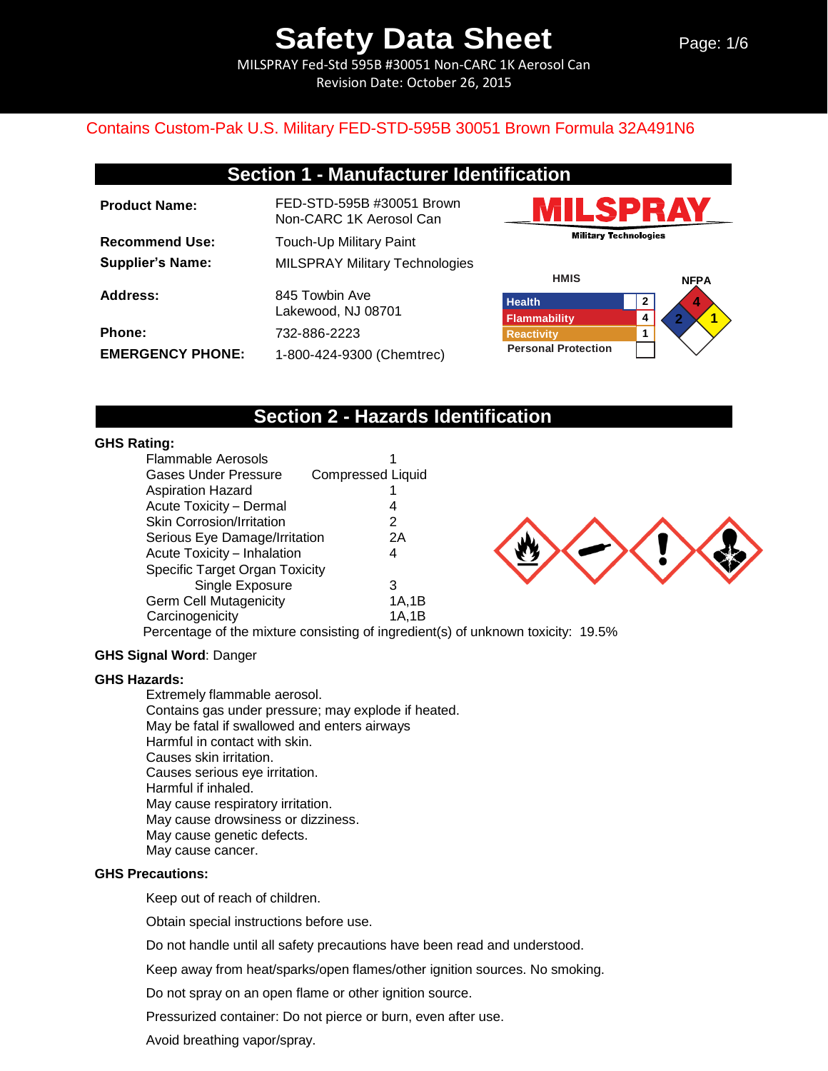# Safety Data Sheet

MILSPRAY Fed-Std 595B #30051 Non-CARC 1K Aerosol Can
Revision Date: October 26, 2015

Contains Custom-Pak U.S. Military FED-STD-595B 30051 Brown Formula 32A491N6

## Section 1 - Manufacturer Identification

**Product Name:** FED-STD-595B #30051 Brown Non-CARC 1K Aerosol Can

**Recommend Use:** Touch-Up Military Paint

**Supplier's Name:** MILSPRAY Military Technologies

**Address:** 845 Towbin Ave, Lakewood, NJ 08701

**Phone:** 732-886-2223

**EMERGENCY PHONE:** 1-800-424-9300 (Chemtrec)

MILSPRAY Military Technologies

**HMIS**

| Category | Rating |
|---|---|
| Health | 2 |
| Flammability | 4 |
| Reactivity | 1 |
| Personal Protection | |

**NFPA**

| Health | Flammability | Reactivity | Special |
|---|---|---|---|
| 2 | 4 | 1 | |

## Section 2 - Hazards Identification

**GHS Rating:**

| Hazard | Category |
|---|---|
| Flammable Aerosols | 1 |
| Gases Under Pressure | Compressed Liquid |
| Aspiration Hazard | 1 |
| Acute Toxicity – Dermal | 4 |
| Skin Corrosion/Irritation | 2 |
| Serious Eye Damage/Irritation | 2A |
| Acute Toxicity – Inhalation | 4 |
| Specific Target Organ Toxicity Single Exposure | 3 |
| Germ Cell Mutagenicity | 1A,1B |
| Carcinogenicity | 1A,1B |

Percentage of the mixture consisting of ingredient(s) of unknown toxicity: 19.5%

**GHS Signal Word**: Danger

**GHS Hazards:**

- Extremely flammable aerosol.
- Contains gas under pressure; may explode if heated.
- May be fatal if swallowed and enters airways
- Harmful in contact with skin.
- Causes skin irritation.
- Causes serious eye irritation.
- Harmful if inhaled.
- May cause respiratory irritation.
- May cause drowsiness or dizziness.
- May cause genetic defects.
- May cause cancer.

**GHS Precautions:**

- Keep out of reach of children.
- Obtain special instructions before use.
- Do not handle until all safety precautions have been read and understood.
- Keep away from heat/sparks/open flames/other ignition sources. No smoking.
- Do not spray on an open flame or other ignition source.
- Pressurized container: Do not pierce or burn, even after use.
- Avoid breathing vapor/spray.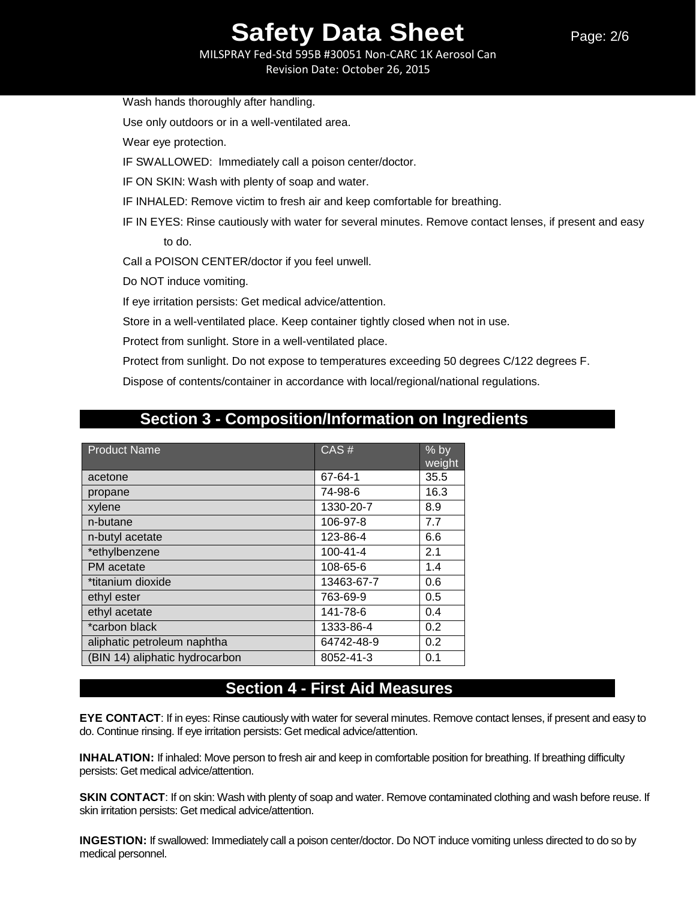Wash hands thoroughly after handling.

Use only outdoors or in a well-ventilated area.

Wear eye protection.

IF SWALLOWED: Immediately call a poison center/doctor.

IF ON SKIN: Wash with plenty of soap and water.

IF INHALED: Remove victim to fresh air and keep comfortable for breathing.

IF IN EYES: Rinse cautiously with water for several minutes. Remove contact lenses, if present and easy to do.

Call a POISON CENTER/doctor if you feel unwell.

Do NOT induce vomiting.

If eye irritation persists: Get medical advice/attention.

Store in a well-ventilated place. Keep container tightly closed when not in use.

Protect from sunlight. Store in a well-ventilated place.

Protect from sunlight. Do not expose to temperatures exceeding 50 degrees C/122 degrees F.

Dispose of contents/container in accordance with local/regional/national regulations.

## Section 3 - Composition/Information on Ingredients

| Product Name | CAS # | % by weight |
|---|---|---|
| acetone | 67-64-1 | 35.5 |
| propane | 74-98-6 | 16.3 |
| xylene | 1330-20-7 | 8.9 |
| n-butane | 106-97-8 | 7.7 |
| n-butyl acetate | 123-86-4 | 6.6 |
| *ethylbenzene | 100-41-4 | 2.1 |
| PM acetate | 108-65-6 | 1.4 |
| *titanium dioxide | 13463-67-7 | 0.6 |
| ethyl ester | 763-69-9 | 0.5 |
| ethyl acetate | 141-78-6 | 0.4 |
| *carbon black | 1333-86-4 | 0.2 |
| aliphatic petroleum naphtha | 64742-48-9 | 0.2 |
| (BIN 14) aliphatic hydrocarbon | 8052-41-3 | 0.1 |

## Section 4 - First Aid Measures

**EYE CONTACT**: If in eyes: Rinse cautiously with water for several minutes. Remove contact lenses, if present and easy to do. Continue rinsing. If eye irritation persists: Get medical advice/attention.

**INHALATION:** If inhaled: Move person to fresh air and keep in comfortable position for breathing. If breathing difficulty persists: Get medical advice/attention.

**SKIN CONTACT**: If on skin: Wash with plenty of soap and water. Remove contaminated clothing and wash before reuse. If skin irritation persists: Get medical advice/attention.

**INGESTION:** If swallowed: Immediately call a poison center/doctor. Do NOT induce vomiting unless directed to do so by medical personnel.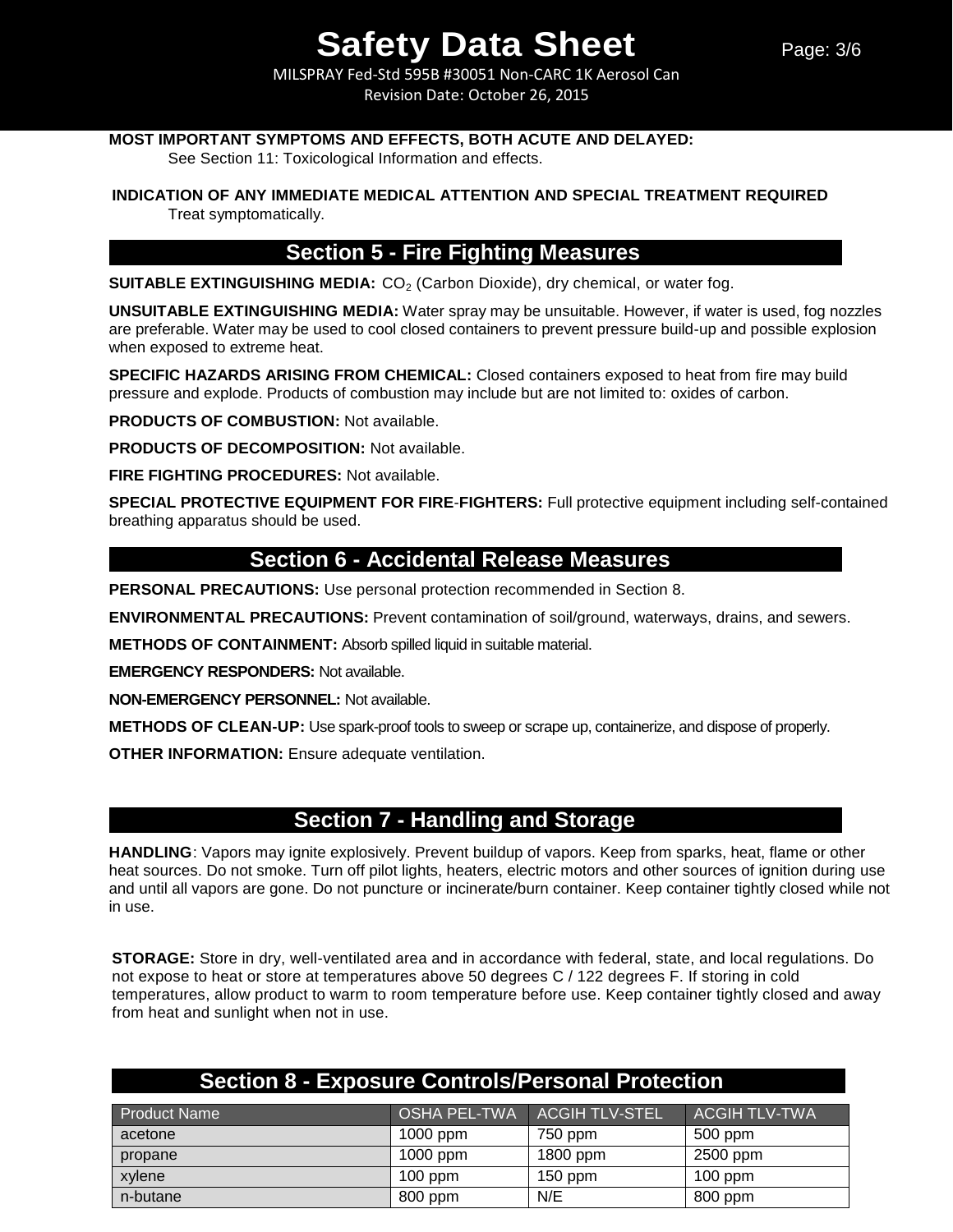**MOST IMPORTANT SYMPTOMS AND EFFECTS, BOTH ACUTE AND DELAYED:**
See Section 11: Toxicological Information and effects.

**INDICATION OF ANY IMMEDIATE MEDICAL ATTENTION AND SPECIAL TREATMENT REQUIRED**
Treat symptomatically.

## Section 5 - Fire Fighting Measures

**SUITABLE EXTINGUISHING MEDIA:** $CO_2$ (Carbon Dioxide), dry chemical, or water fog.

**UNSUITABLE EXTINGUISHING MEDIA:** Water spray may be unsuitable. However, if water is used, fog nozzles are preferable. Water may be used to cool closed containers to prevent pressure build-up and possible explosion when exposed to extreme heat.

**SPECIFIC HAZARDS ARISING FROM CHEMICAL:** Closed containers exposed to heat from fire may build pressure and explode. Products of combustion may include but are not limited to: oxides of carbon.

**PRODUCTS OF COMBUSTION:** Not available.

**PRODUCTS OF DECOMPOSITION:** Not available.

**FIRE FIGHTING PROCEDURES:** Not available.

**SPECIAL PROTECTIVE EQUIPMENT FOR FIRE-FIGHTERS:** Full protective equipment including self-contained breathing apparatus should be used.

## Section 6 - Accidental Release Measures

**PERSONAL PRECAUTIONS:** Use personal protection recommended in Section 8.

**ENVIRONMENTAL PRECAUTIONS:** Prevent contamination of soil/ground, waterways, drains, and sewers.

**METHODS OF CONTAINMENT:** Absorb spilled liquid in suitable material.

**EMERGENCY RESPONDERS:** Not available.

**NON-EMERGENCY PERSONNEL:** Not available.

**METHODS OF CLEAN-UP:** Use spark-proof tools to sweep or scrape up, containerize, and dispose of properly.

**OTHER INFORMATION:** Ensure adequate ventilation.

## Section 7 - Handling and Storage

**HANDLING**: Vapors may ignite explosively. Prevent buildup of vapors. Keep from sparks, heat, flame or other heat sources. Do not smoke. Turn off pilot lights, heaters, electric motors and other sources of ignition during use and until all vapors are gone. Do not puncture or incinerate/burn container. Keep container tightly closed while not in use.

**STORAGE:** Store in dry, well-ventilated area and in accordance with federal, state, and local regulations. Do not expose to heat or store at temperatures above 50 degrees C / 122 degrees F. If storing in cold temperatures, allow product to warm to room temperature before use. Keep container tightly closed and away from heat and sunlight when not in use.

## Section 8 - Exposure Controls/Personal Protection

| Product Name | OSHA PEL-TWA | ACGIH TLV-STEL | ACGIH TLV-TWA |
| --- | --- | --- | --- |
| acetone | 1000 ppm | 750 ppm | 500 ppm |
| propane | 1000 ppm | 1800 ppm | 2500 ppm |
| xylene | 100 ppm | 150 ppm | 100 ppm |
| n-butane | 800 ppm | N/E | 800 ppm |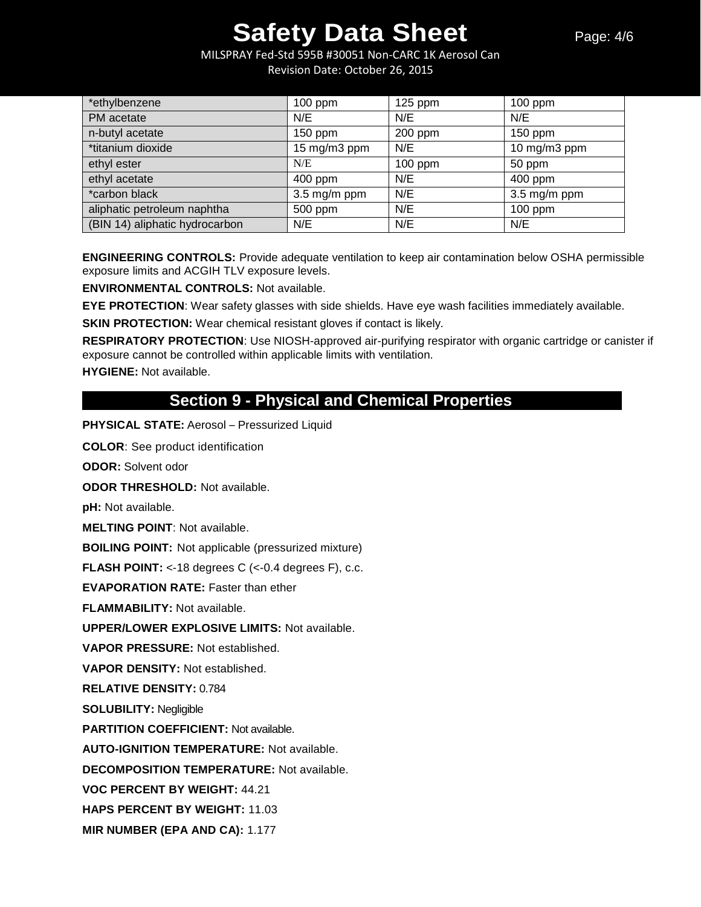| *ethylbenzene | 100 ppm | 125 ppm | 100 ppm |
|---|---|---|---|
| PM acetate | N/E | N/E | N/E |
| n-butyl acetate | 150 ppm | 200 ppm | 150 ppm |
| *titanium dioxide | 15 mg/m3 ppm | N/E | 10 mg/m3 ppm |
| ethyl ester | N/E | 100 ppm | 50 ppm |
| ethyl acetate | 400 ppm | N/E | 400 ppm |
| *carbon black | 3.5 mg/m ppm | N/E | 3.5 mg/m ppm |
| aliphatic petroleum naphtha | 500 ppm | N/E | 100 ppm |
| (BIN 14) aliphatic hydrocarbon | N/E | N/E | N/E |

**ENGINEERING CONTROLS:** Provide adequate ventilation to keep air contamination below OSHA permissible exposure limits and ACGIH TLV exposure levels.

**ENVIRONMENTAL CONTROLS:** Not available.

**EYE PROTECTION**: Wear safety glasses with side shields. Have eye wash facilities immediately available.

**SKIN PROTECTION:** Wear chemical resistant gloves if contact is likely.

**RESPIRATORY PROTECTION**: Use NIOSH-approved air-purifying respirator with organic cartridge or canister if exposure cannot be controlled within applicable limits with ventilation.

**HYGIENE:** Not available.

## Section 9 - Physical and Chemical Properties

**PHYSICAL STATE:** Aerosol – Pressurized Liquid

**COLOR**: See product identification

**ODOR:** Solvent odor

**ODOR THRESHOLD:** Not available.

**pH:** Not available.

**MELTING POINT**: Not available.

**BOILING POINT:** Not applicable (pressurized mixture)

**FLASH POINT:** <-18 degrees C (<-0.4 degrees F), c.c.

**EVAPORATION RATE:** Faster than ether

**FLAMMABILITY:** Not available.

**UPPER/LOWER EXPLOSIVE LIMITS:** Not available.

**VAPOR PRESSURE:** Not established.

**VAPOR DENSITY:** Not established.

**RELATIVE DENSITY:** 0.784

**SOLUBILITY:** Negligible

**PARTITION COEFFICIENT:** Not available.

**AUTO-IGNITION TEMPERATURE:** Not available.

**DECOMPOSITION TEMPERATURE:** Not available.

**VOC PERCENT BY WEIGHT:** 44.21

**HAPS PERCENT BY WEIGHT:** 11.03

**MIR NUMBER (EPA AND CA):** 1.177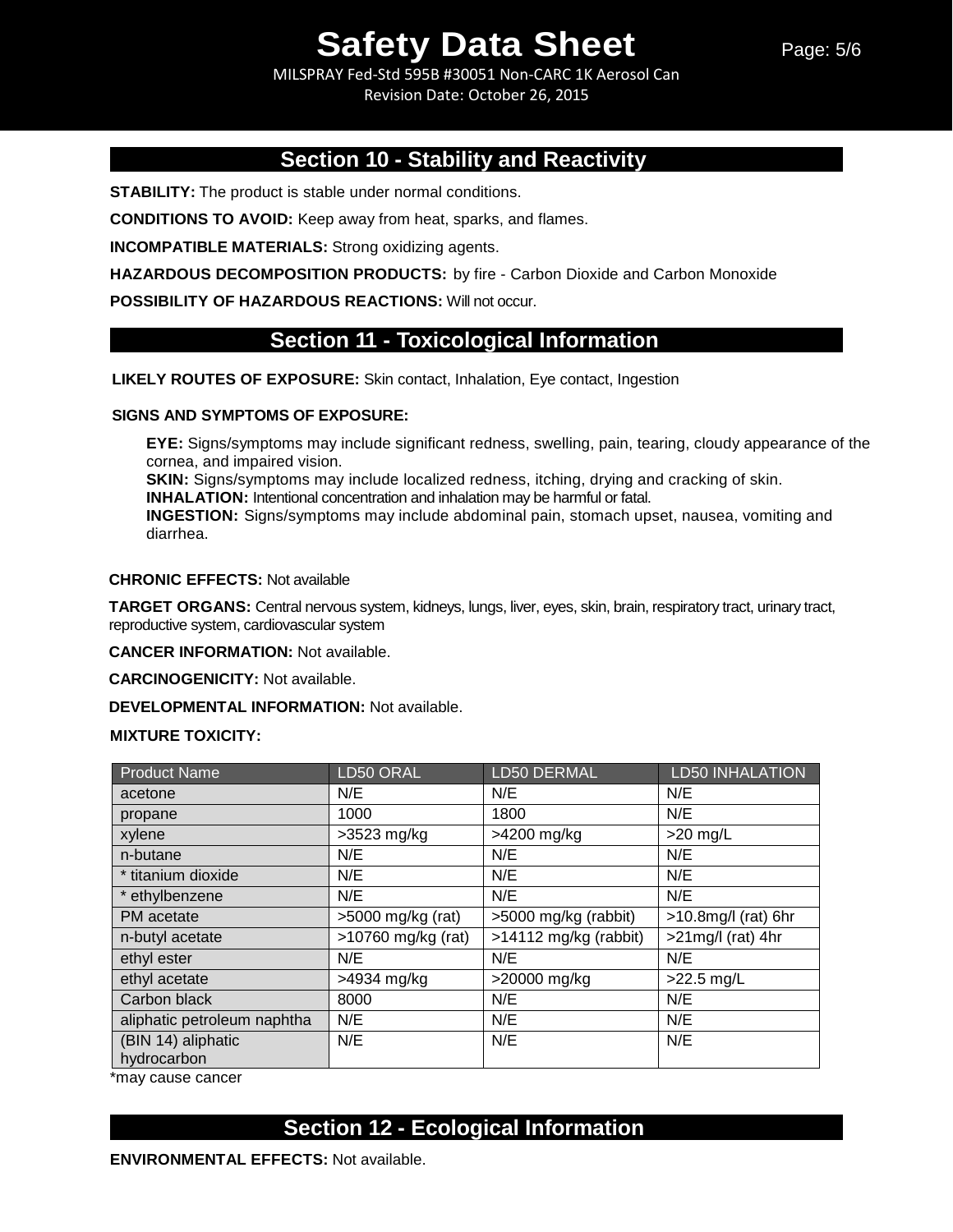## Section 10 - Stability and Reactivity

**STABILITY:** The product is stable under normal conditions.

**CONDITIONS TO AVOID:** Keep away from heat, sparks, and flames.

**INCOMPATIBLE MATERIALS:** Strong oxidizing agents.

**HAZARDOUS DECOMPOSITION PRODUCTS:** by fire - Carbon Dioxide and Carbon Monoxide

**POSSIBILITY OF HAZARDOUS REACTIONS:** Will not occur.

## Section 11 - Toxicological Information

**LIKELY ROUTES OF EXPOSURE:** Skin contact, Inhalation, Eye contact, Ingestion

**SIGNS AND SYMPTOMS OF EXPOSURE:**

**EYE:** Signs/symptoms may include significant redness, swelling, pain, tearing, cloudy appearance of the cornea, and impaired vision.
**SKIN:** Signs/symptoms may include localized redness, itching, drying and cracking of skin.
**INHALATION:** Intentional concentration and inhalation may be harmful or fatal.
**INGESTION:** Signs/symptoms may include abdominal pain, stomach upset, nausea, vomiting and diarrhea.

**CHRONIC EFFECTS:** Not available

**TARGET ORGANS:** Central nervous system, kidneys, lungs, liver, eyes, skin, brain, respiratory tract, urinary tract, reproductive system, cardiovascular system

**CANCER INFORMATION:** Not available.

**CARCINOGENICITY:** Not available.

**DEVELOPMENTAL INFORMATION:** Not available.

**MIXTURE TOXICITY:**

| Product Name | LD50 ORAL | LD50 DERMAL | LD50 INHALATION |
|---|---|---|---|
| acetone | N/E | N/E | N/E |
| propane | 1000 | 1800 | N/E |
| xylene | >3523 mg/kg | >4200 mg/kg | >20 mg/L |
| n-butane | N/E | N/E | N/E |
| * titanium dioxide | N/E | N/E | N/E |
| * ethylbenzene | N/E | N/E | N/E |
| PM acetate | >5000 mg/kg (rat) | >5000 mg/kg (rabbit) | >10.8mg/l (rat) 6hr |
| n-butyl acetate | >10760 mg/kg (rat) | >14112 mg/kg (rabbit) | >21mg/l (rat) 4hr |
| ethyl ester | N/E | N/E | N/E |
| ethyl acetate | >4934 mg/kg | >20000 mg/kg | >22.5 mg/L |
| Carbon black | 8000 | N/E | N/E |
| aliphatic petroleum naphtha | N/E | N/E | N/E |
| (BIN 14) aliphatic hydrocarbon | N/E | N/E | N/E |

*may cause cancer

## Section 12 - Ecological Information

**ENVIRONMENTAL EFFECTS:** Not available.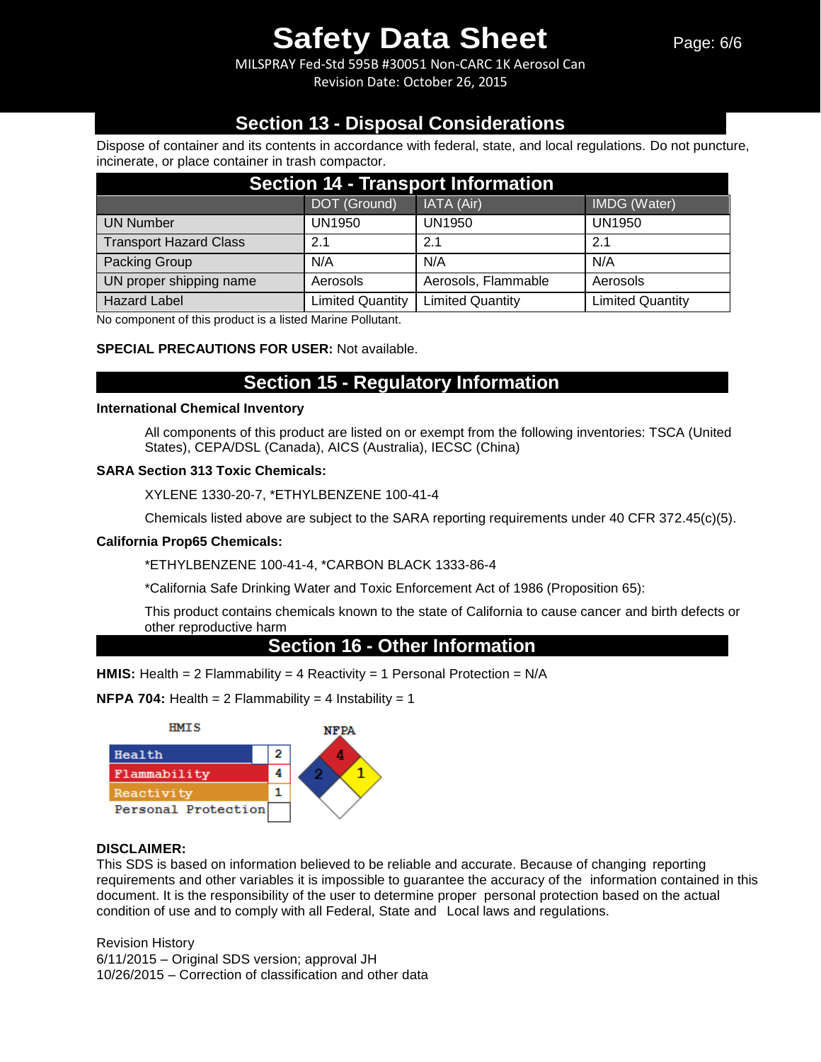## Section 13 - Disposal Considerations

Dispose of container and its contents in accordance with federal, state, and local regulations. Do not puncture, incinerate, or place container in trash compactor.

## Section 14 - Transport Information

| | DOT (Ground) | IATA (Air) | IMDG (Water) |
|---|---|---|---|
| UN Number | UN1950 | UN1950 | UN1950 |
| Transport Hazard Class | 2.1 | 2.1 | 2.1 |
| Packing Group | N/A | N/A | N/A |
| UN proper shipping name | Aerosols | Aerosols, Flammable | Aerosols |
| Hazard Label | Limited Quantity | Limited Quantity | Limited Quantity |

No component of this product is a listed Marine Pollutant.

**SPECIAL PRECAUTIONS FOR USER:** Not available.

## Section 15 - Regulatory Information

**International Chemical Inventory**

All components of this product are listed on or exempt from the following inventories: TSCA (United States), CEPA/DSL (Canada), AICS (Australia), IECSC (China)

**SARA Section 313 Toxic Chemicals:**

XYLENE 1330-20-7, *ETHYLBENZENE 100-41-4

Chemicals listed above are subject to the SARA reporting requirements under 40 CFR 372.45(c)(5).

**California Prop65 Chemicals:**

*ETHYLBENZENE 100-41-4, *CARBON BLACK 1333-86-4

*California Safe Drinking Water and Toxic Enforcement Act of 1986 (Proposition 65):

This product contains chemicals known to the state of California to cause cancer and birth defects or other reproductive harm

## Section 16 - Other Information

**HMIS:** Health = 2 Flammability = 4 Reactivity = 1 Personal Protection = N/A

**NFPA 704:** Health = 2 Flammability = 4 Instability = 1

HMIS

| | |
|---|---|
| Health | 2 |
| Flammability | 4 |
| Reactivity | 1 |
| Personal Protection | |

NFPA

4

2

1

**DISCLAIMER:**
This SDS is based on information believed to be reliable and accurate. Because of changing reporting requirements and other variables it is impossible to guarantee the accuracy of the information contained in this document. It is the responsibility of the user to determine proper personal protection based on the actual condition of use and to comply with all Federal, State and Local laws and regulations.

Revision History
6/11/2015 – Original SDS version; approval JH
10/26/2015 – Correction of classification and other data